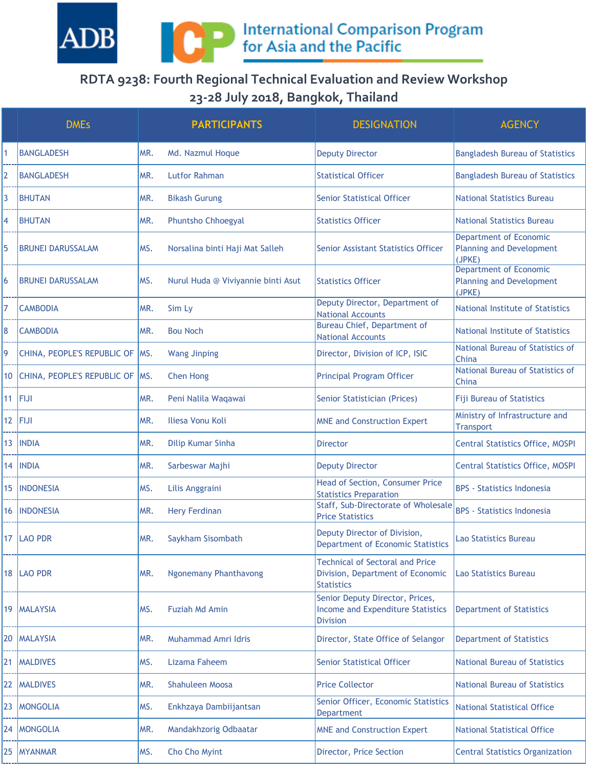# RDTA 9238: Fourth Regional Technical Evaluation and Review Workshop

## 23-28 July 2018, Bangkok, Thailand

| | DMEs | PARTICIPANTS | | DESIGNATION | AGENCY |
|---|---|---|---|---|---|
| 1 | BANGLADESH | MR. | Md. Nazmul Hoque | Deputy Director | Bangladesh Bureau of Statistics |
| 2 | BANGLADESH | MR. | Lutfor Rahman | Statistical Officer | Bangladesh Bureau of Statistics |
| 3 | BHUTAN | MR. | Bikash Gurung | Senior Statistical Officer | National Statistics Bureau |
| 4 | BHUTAN | MR. | Phuntsho Chhoegyal | Statistics Officer | National Statistics Bureau |
| 5 | BRUNEI DARUSSALAM | MS. | Norsalina binti Haji Mat Salleh | Senior Assistant Statistics Officer | Department of Economic Planning and Development (JPKE) |
| 6 | BRUNEI DARUSSALAM | MS. | Nurul Huda @ Viviyannie binti Asut | Statistics Officer | Department of Economic Planning and Development (JPKE) |
| 7 | CAMBODIA | MR. | Sim Ly | Deputy Director, Department of National Accounts | National Institute of Statistics |
| 8 | CAMBODIA | MR. | Bou Noch | Bureau Chief, Department of National Accounts | National Institute of Statistics |
| 9 | CHINA, PEOPLE'S REPUBLIC OF | MS. | Wang Jinping | Director, Division of ICP, ISIC | National Bureau of Statistics of China |
| 10 | CHINA, PEOPLE'S REPUBLIC OF | MS. | Chen Hong | Principal Program Officer | National Bureau of Statistics of China |
| 11 | FIJI | MR. | Peni Nalila Waqawai | Senior Statistician (Prices) | Fiji Bureau of Statistics |
| 12 | FIJI | MR. | Iliesa Vonu Koli | MNE and Construction Expert | Ministry of Infrastructure and Transport |
| 13 | INDIA | MR. | Dilip Kumar Sinha | Director | Central Statistics Office, MOSPI |
| 14 | INDIA | MR. | Sarbeswar Majhi | Deputy Director | Central Statistics Office, MOSPI |
| 15 | INDONESIA | MS. | Lilis Anggraini | Head of Section, Consumer Price Statistics Preparation | BPS - Statistics Indonesia |
| 16 | INDONESIA | MR. | Hery Ferdinan | Staff, Sub-Directorate of Wholesale Price Statistics | BPS - Statistics Indonesia |
| 17 | LAO PDR | MR. | Saykham Sisombath | Deputy Director of Division, Department of Economic Statistics | Lao Statistics Bureau |
| 18 | LAO PDR | MR. | Ngonemany Phanthavong | Technical of Sectoral and Price Division, Department of Economic Statistics | Lao Statistics Bureau |
| 19 | MALAYSIA | MS. | Fuziah Md Amin | Senior Deputy Director, Prices, Income and Expenditure Statistics Division | Department of Statistics |
| 20 | MALAYSIA | MR. | Muhammad Amri Idris | Director, State Office of Selangor | Department of Statistics |
| 21 | MALDIVES | MS. | Lizama Faheem | Senior Statistical Officer | National Bureau of Statistics |
| 22 | MALDIVES | MR. | Shahuleen Moosa | Price Collector | National Bureau of Statistics |
| 23 | MONGOLIA | MS. | Enkhzaya Dambiijantsan | Senior Officer, Economic Statistics Department | National Statistical Office |
| 24 | MONGOLIA | MR. | Mandakhzorig Odbaatar | MNE and Construction Expert | National Statistical Office |
| 25 | MYANMAR | MS. | Cho Cho Myint | Director, Price Section | Central Statistics Organization |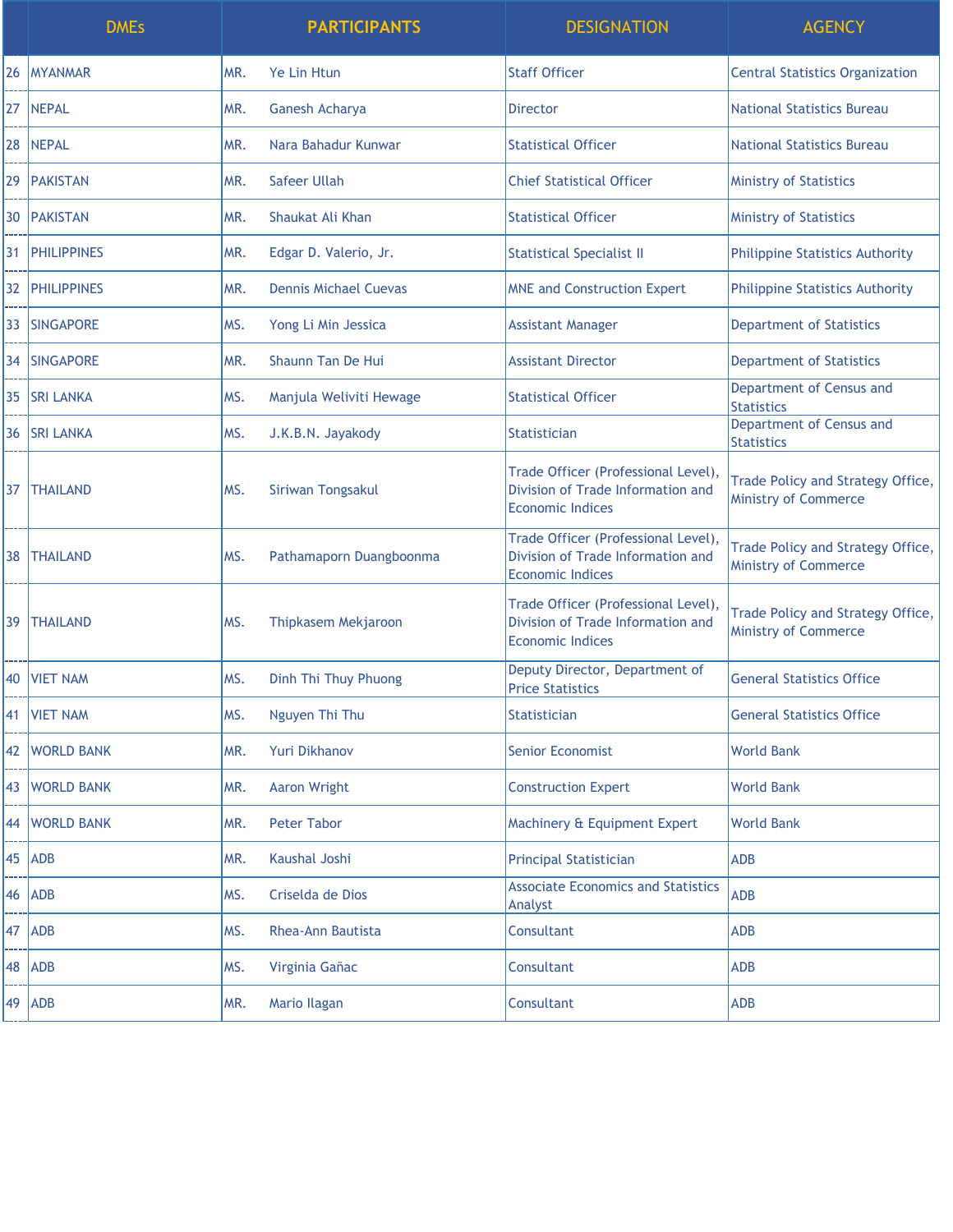| | DMEs | PARTICIPANTS | | DESIGNATION | AGENCY |
|---|---|---|---|---|---|
| 26 | MYANMAR | MR. | Ye Lin Htun | Staff Officer | Central Statistics Organization |
| 27 | NEPAL | MR. | Ganesh Acharya | Director | National Statistics Bureau |
| 28 | NEPAL | MR. | Nara Bahadur Kunwar | Statistical Officer | National Statistics Bureau |
| 29 | PAKISTAN | MR. | Safeer Ullah | Chief Statistical Officer | Ministry of Statistics |
| 30 | PAKISTAN | MR. | Shaukat Ali Khan | Statistical Officer | Ministry of Statistics |
| 31 | PHILIPPINES | MR. | Edgar D. Valerio, Jr. | Statistical Specialist II | Philippine Statistics Authority |
| 32 | PHILIPPINES | MR. | Dennis Michael Cuevas | MNE and Construction Expert | Philippine Statistics Authority |
| 33 | SINGAPORE | MS. | Yong Li Min Jessica | Assistant Manager | Department of Statistics |
| 34 | SINGAPORE | MR. | Shaunn Tan De Hui | Assistant Director | Department of Statistics |
| 35 | SRI LANKA | MS. | Manjula Weliviti Hewage | Statistical Officer | Department of Census and Statistics |
| 36 | SRI LANKA | MS. | J.K.B.N. Jayakody | Statistician | Department of Census and Statistics |
| 37 | THAILAND | MS. | Siriwan Tongsakul | Trade Officer (Professional Level), Division of Trade Information and Economic Indices | Trade Policy and Strategy Office, Ministry of Commerce |
| 38 | THAILAND | MS. | Pathamaporn Duangboonma | Trade Officer (Professional Level), Division of Trade Information and Economic Indices | Trade Policy and Strategy Office, Ministry of Commerce |
| 39 | THAILAND | MS. | Thipkasem Mekjaroon | Trade Officer (Professional Level), Division of Trade Information and Economic Indices | Trade Policy and Strategy Office, Ministry of Commerce |
| 40 | VIET NAM | MS. | Dinh Thi Thuy Phuong | Deputy Director, Department of Price Statistics | General Statistics Office |
| 41 | VIET NAM | MS. | Nguyen Thi Thu | Statistician | General Statistics Office |
| 42 | WORLD BANK | MR. | Yuri Dikhanov | Senior Economist | World Bank |
| 43 | WORLD BANK | MR. | Aaron Wright | Construction Expert | World Bank |
| 44 | WORLD BANK | MR. | Peter Tabor | Machinery & Equipment Expert | World Bank |
| 45 | ADB | MR. | Kaushal Joshi | Principal Statistician | ADB |
| 46 | ADB | MS. | Criselda de Dios | Associate Economics and Statistics Analyst | ADB |
| 47 | ADB | MS. | Rhea-Ann Bautista | Consultant | ADB |
| 48 | ADB | MS. | Virginia Gañac | Consultant | ADB |
| 49 | ADB | MR. | Mario Ilagan | Consultant | ADB |